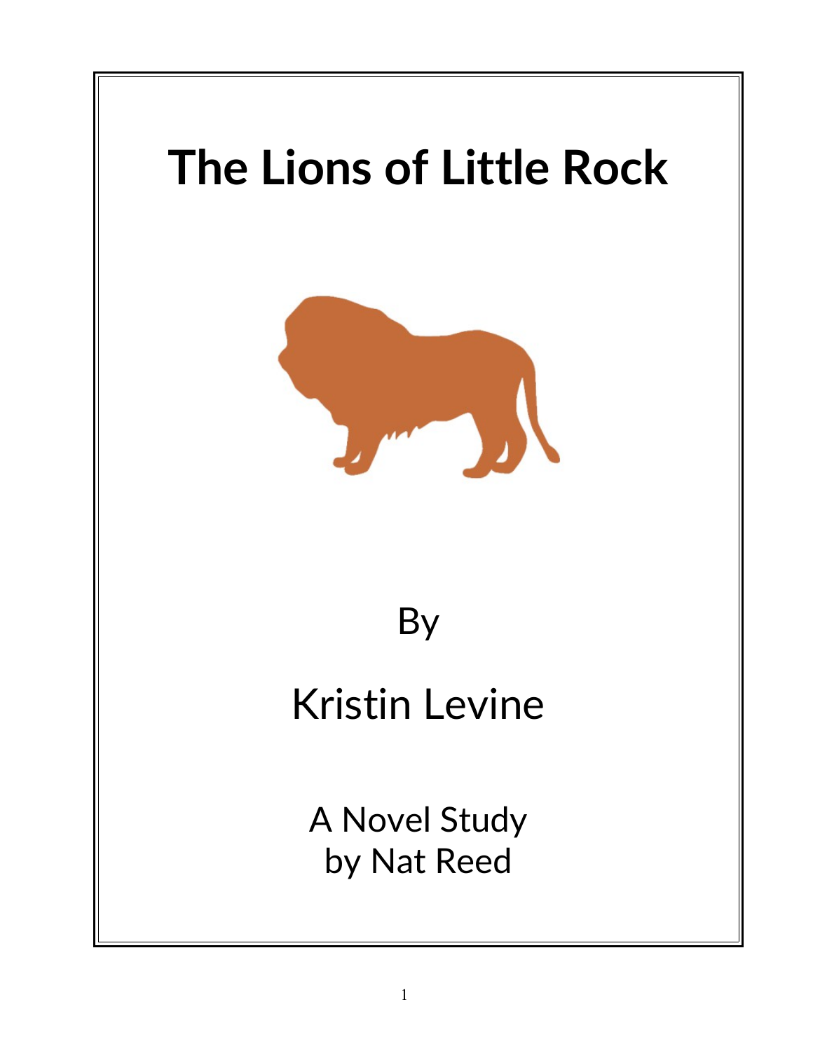# The Lions of Little Rock

By

Kristin Levine

A Novel Study
by Nat Reed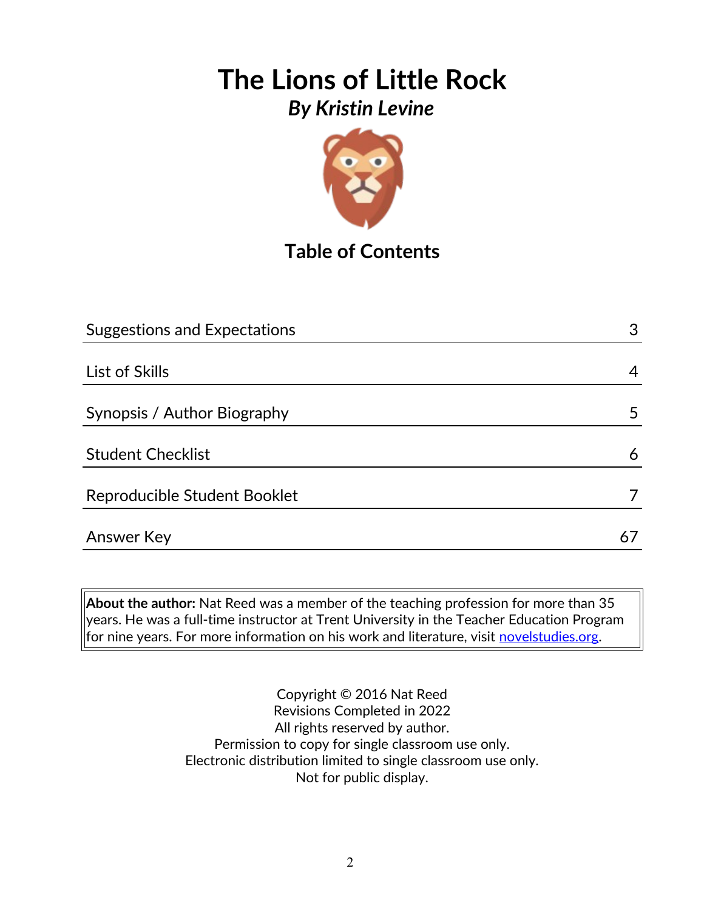# The Lions of Little Rock

## *By Kristin Levine*

## Table of Contents

| | |
|---|---|
| Suggestions and Expectations | 3 |
| List of Skills | 4 |
| Synopsis / Author Biography | 5 |
| Student Checklist | 6 |
| Reproducible Student Booklet | 7 |
| Answer Key | 67 |

**About the author:** Nat Reed was a member of the teaching profession for more than 35 years. He was a full-time instructor at Trent University in the Teacher Education Program for nine years. For more information on his work and literature, visit novelstudies.org.

Copyright © 2016 Nat Reed
Revisions Completed in 2022
All rights reserved by author.
Permission to copy for single classroom use only.
Electronic distribution limited to single classroom use only.
Not for public display.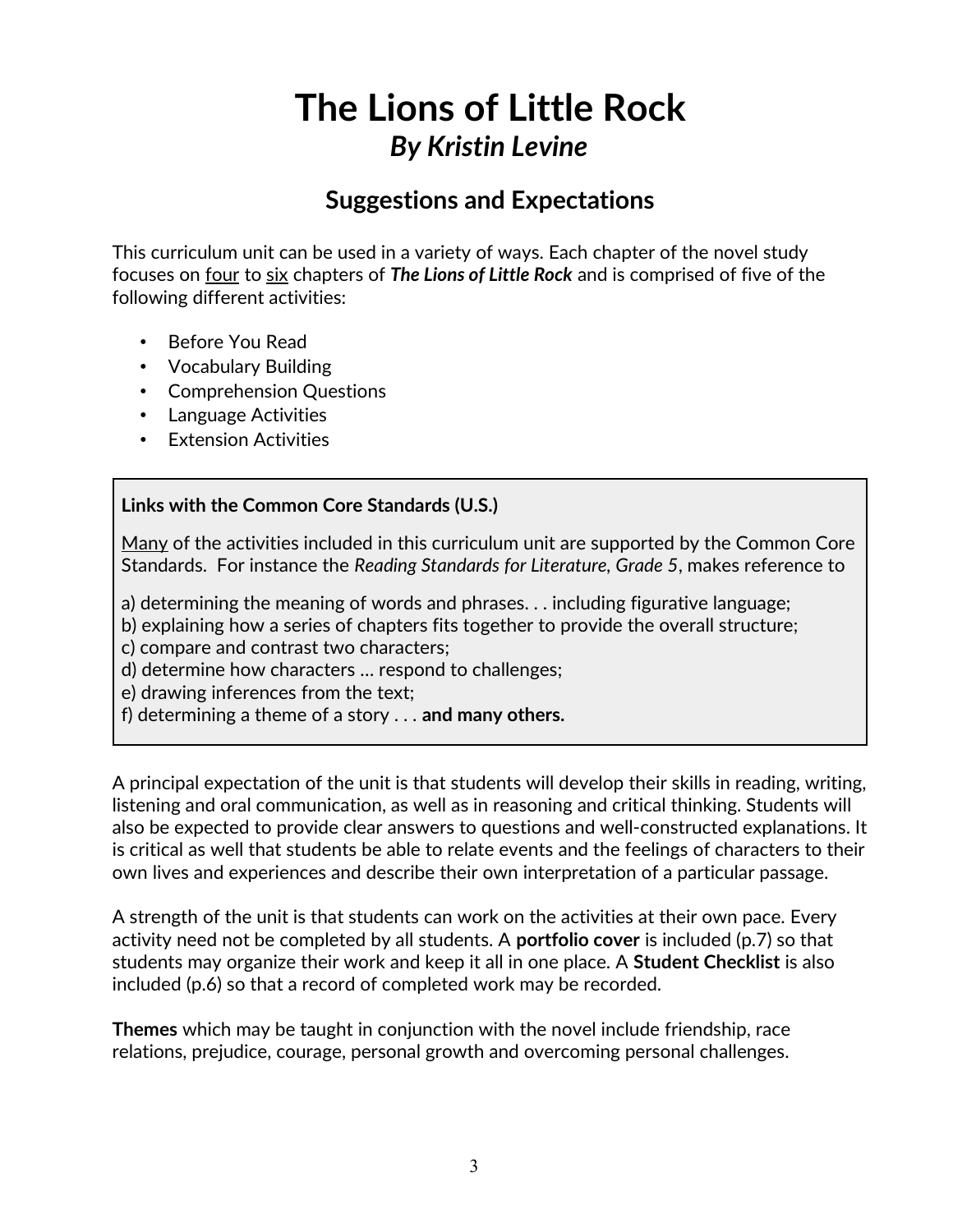# The Lions of Little Rock

## *By Kristin Levine*

### Suggestions and Expectations

This curriculum unit can be used in a variety of ways. Each chapter of the novel study focuses on <u>four</u> to <u>six</u> chapters of ***The Lions of Little Rock*** and is comprised of five of the following different activities:

- Before You Read
- Vocabulary Building
- Comprehension Questions
- Language Activities
- Extension Activities

**Links with the Common Core Standards (U.S.)**

<u>Many</u> of the activities included in this curriculum unit are supported by the Common Core Standards. For instance the *Reading Standards for Literature, Grade 5*, makes reference to

a) determining the meaning of words and phrases. . . including figurative language;
b) explaining how a series of chapters fits together to provide the overall structure;
c) compare and contrast two characters;
d) determine how characters … respond to challenges;
e) drawing inferences from the text;
f) determining a theme of a story . . . **and many others.**

A principal expectation of the unit is that students will develop their skills in reading, writing, listening and oral communication, as well as in reasoning and critical thinking. Students will also be expected to provide clear answers to questions and well-constructed explanations. It is critical as well that students be able to relate events and the feelings of characters to their own lives and experiences and describe their own interpretation of a particular passage.

A strength of the unit is that students can work on the activities at their own pace. Every activity need not be completed by all students. A **portfolio cover** is included (p.7) so that students may organize their work and keep it all in one place. A **Student Checklist** is also included (p.6) so that a record of completed work may be recorded.

**Themes** which may be taught in conjunction with the novel include friendship, race relations, prejudice, courage, personal growth and overcoming personal challenges.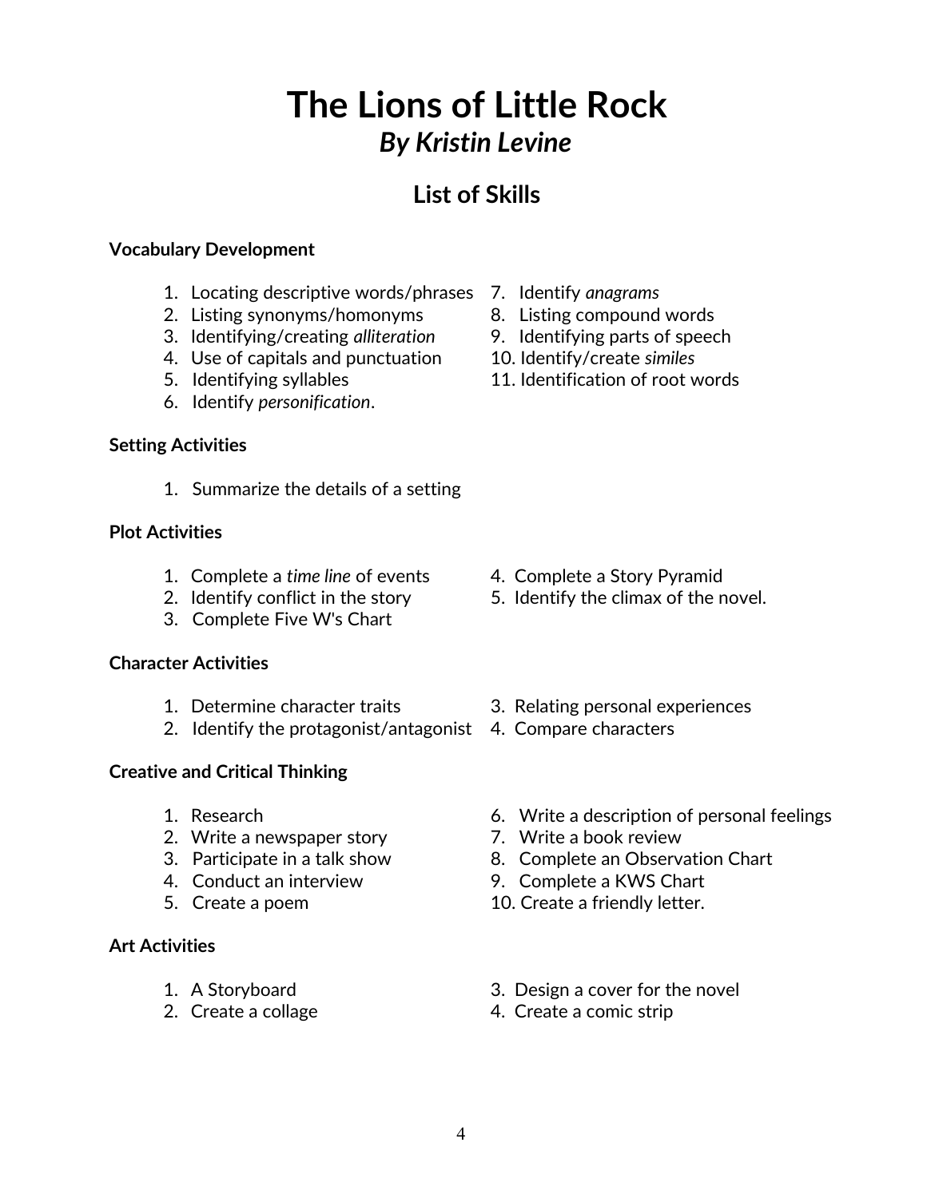# The Lions of Little Rock

## *By Kristin Levine*

## List of Skills

**Vocabulary Development**

1. Locating descriptive words/phrases
2. Listing synonyms/homonyms
3. Identifying/creating *alliteration*
4. Use of capitals and punctuation
5. Identifying syllables
6. Identify *personification*.
7. Identify *anagrams*
8. Listing compound words
9. Identifying parts of speech
10. Identify/create *similes*
11. Identification of root words

**Setting Activities**

1. Summarize the details of a setting

**Plot Activities**

1. Complete a *time line* of events
2. Identify conflict in the story
3. Complete Five W's Chart
4. Complete a Story Pyramid
5. Identify the climax of the novel.

**Character Activities**

1. Determine character traits
2. Identify the protagonist/antagonist
3. Relating personal experiences
4. Compare characters

**Creative and Critical Thinking**

1. Research
2. Write a newspaper story
3. Participate in a talk show
4. Conduct an interview
5. Create a poem
6. Write a description of personal feelings
7. Write a book review
8. Complete an Observation Chart
9. Complete a KWS Chart
10. Create a friendly letter.

**Art Activities**

1. A Storyboard
2. Create a collage
3. Design a cover for the novel
4. Create a comic strip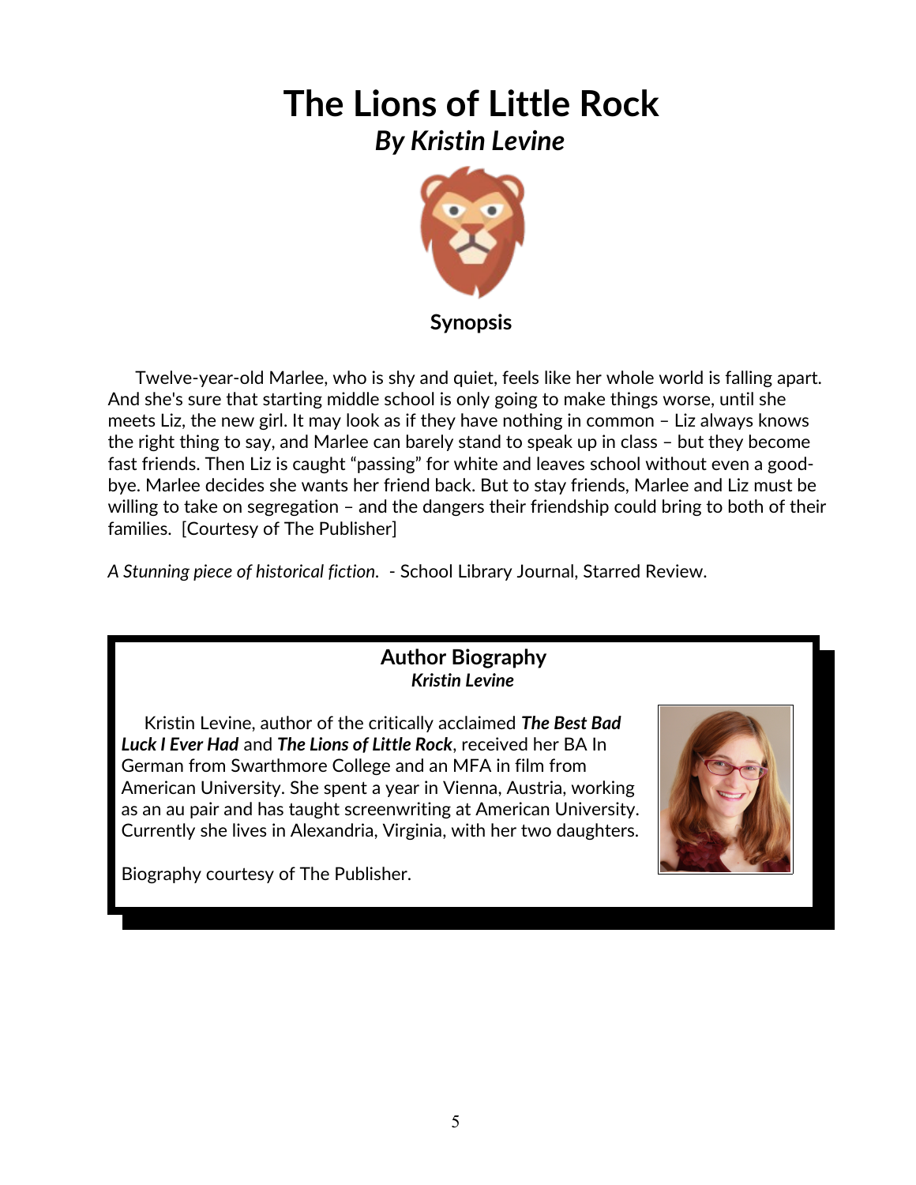# The Lions of Little Rock

## *By Kristin Levine*

### Synopsis

Twelve-year-old Marlee, who is shy and quiet, feels like her whole world is falling apart. And she's sure that starting middle school is only going to make things worse, until she meets Liz, the new girl. It may look as if they have nothing in common – Liz always knows the right thing to say, and Marlee can barely stand to speak up in class – but they become fast friends. Then Liz is caught "passing" for white and leaves school without even a good-bye. Marlee decides she wants her friend back. But to stay friends, Marlee and Liz must be willing to take on segregation – and the dangers their friendship could bring to both of their families. [Courtesy of The Publisher]

*A Stunning piece of historical fiction.* - School Library Journal, Starred Review.

### Author Biography

***Kristin Levine***

Kristin Levine, author of the critically acclaimed ***The Best Bad Luck I Ever Had*** and ***The Lions of Little Rock***, received her BA In German from Swarthmore College and an MFA in film from American University. She spent a year in Vienna, Austria, working as an au pair and has taught screenwriting at American University. Currently she lives in Alexandria, Virginia, with her two daughters.

Biography courtesy of The Publisher.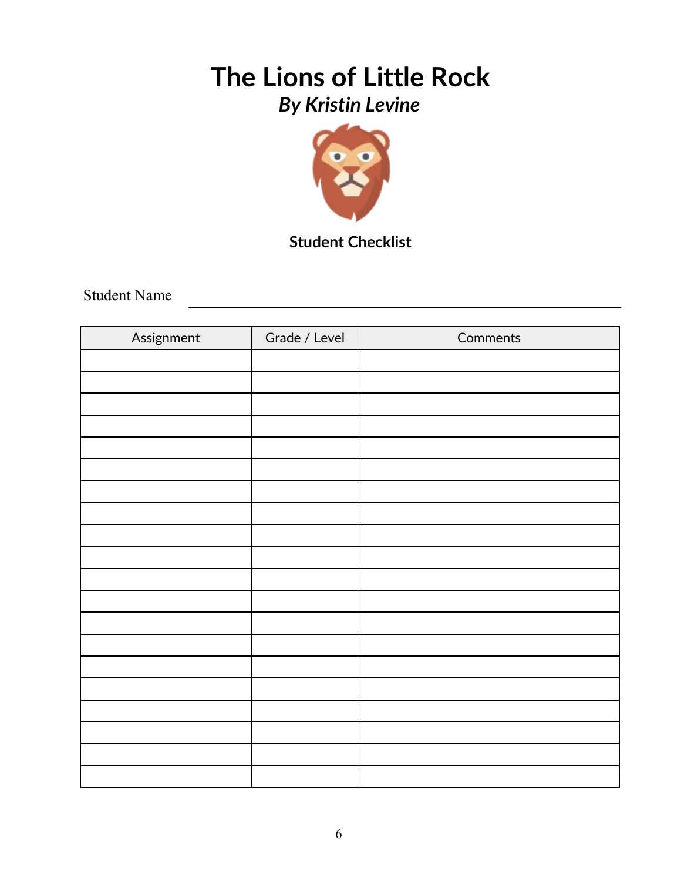# The Lions of Little Rock

## *By Kristin Levine*

**Student Checklist**

Student Name ______________________________

| Assignment | Grade / Level | Comments |
|---|---|---|
| | | |
| | | |
| | | |
| | | |
| | | |
| | | |
| | | |
| | | |
| | | |
| | | |
| | | |
| | | |
| | | |
| | | |
| | | |
| | | |
| | | |
| | | |
| | | |
| | | |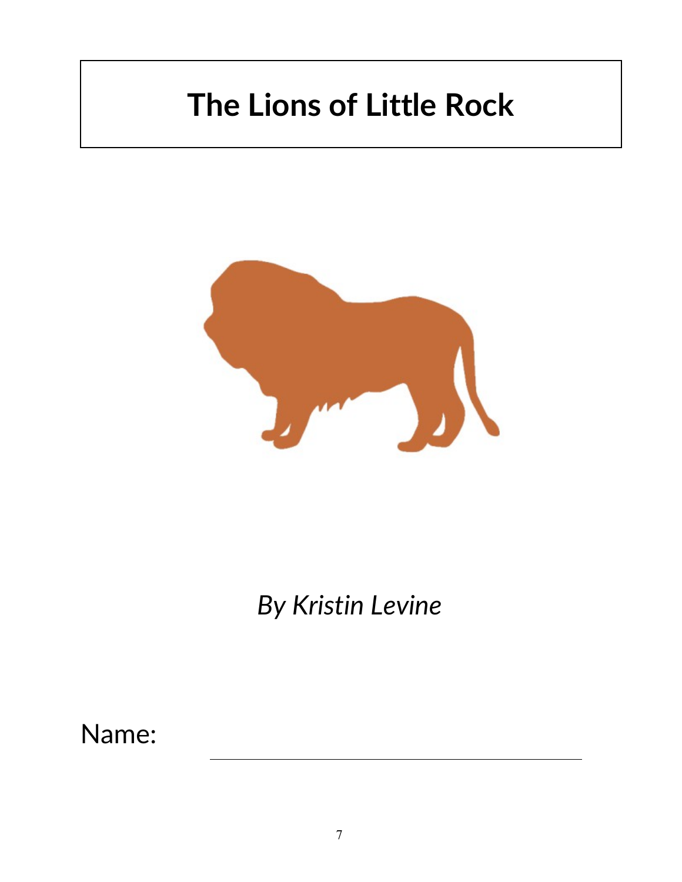# The Lions of Little Rock

*By Kristin Levine*

Name: \_\_\_\_\_\_\_\_\_\_\_\_\_\_\_\_\_\_\_\_\_\_\_\_\_\_\_\_\_\_\_\_\_\_\_\_\_\_\_\_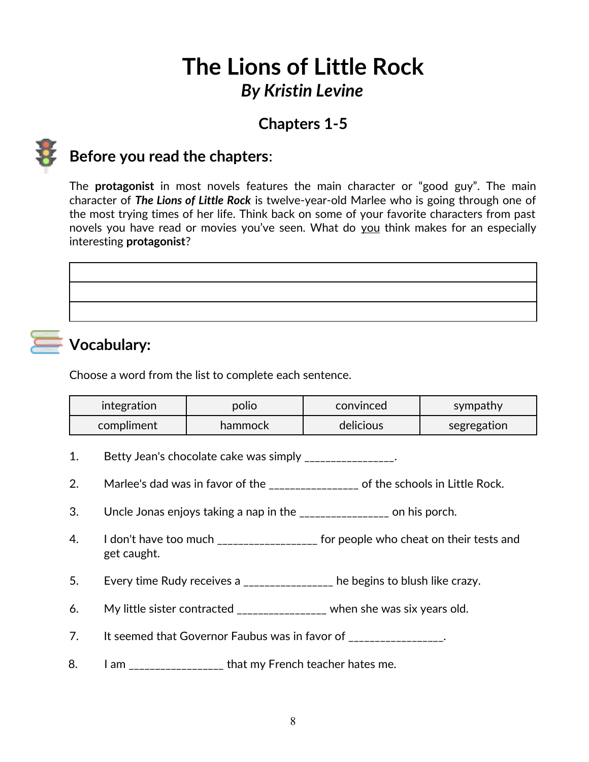# The Lions of Little Rock

## *By Kristin Levine*

### Chapters 1-5

## Before you read the chapters:

The **protagonist** in most novels features the main character or "good guy". The main character of ***The Lions of Little Rock*** is twelve-year-old Marlee who is going through one of the most trying times of her life. Think back on some of your favorite characters from past novels you have read or movies you've seen. What do <u>you</u> think makes for an especially interesting **protagonist**?

| |
|---|
| |
| |

## Vocabulary:

Choose a word from the list to complete each sentence.

| | | | |
|---|---|---|---|
| integration | polio | convinced | sympathy |
| compliment | hammock | delicious | segregation |

1. Betty Jean's chocolate cake was simply ________________.
2. Marlee's dad was in favor of the ________________ of the schools in Little Rock.
3. Uncle Jonas enjoys taking a nap in the ________________ on his porch.
4. I don't have too much __________________ for people who cheat on their tests and get caught.
5. Every time Rudy receives a ________________ he begins to blush like crazy.
6. My little sister contracted ________________ when she was six years old.
7. It seemed that Governor Faubus was in favor of _________________.
8. I am _________________ that my French teacher hates me.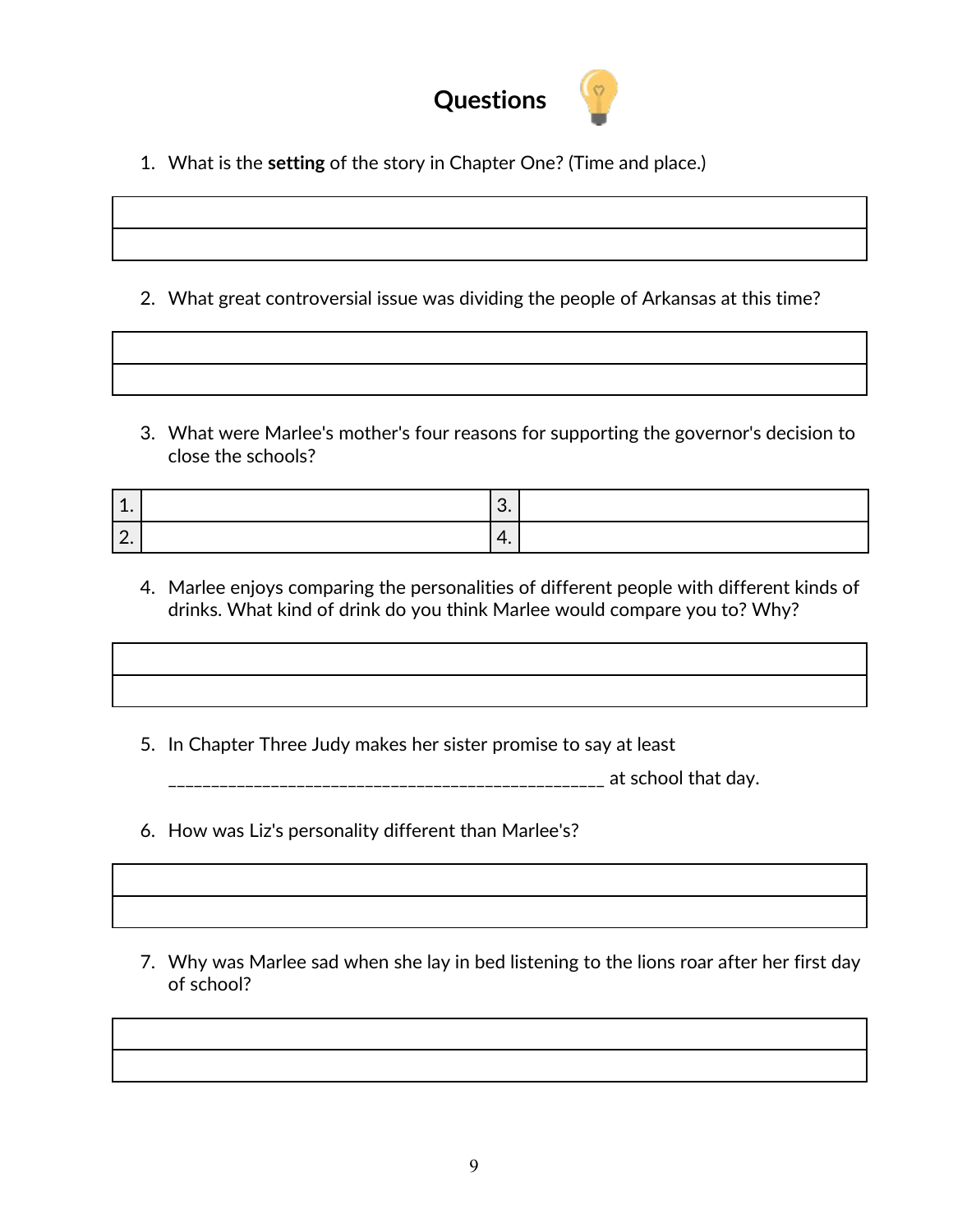# Questions

1. What is the **setting** of the story in Chapter One? (Time and place.)

| |
|---|
| |

2. What great controversial issue was dividing the people of Arkansas at this time?

| |
|---|
| |

3. What were Marlee's mother's four reasons for supporting the governor's decision to close the schools?

| 1. | | 3. | |
|---|---|---|---|
| 2. | | 4. | |

4. Marlee enjoys comparing the personalities of different people with different kinds of drinks. What kind of drink do you think Marlee would compare you to? Why?

| |
|---|
| |

5. In Chapter Three Judy makes her sister promise to say at least ___________________________________________________ at school that day.

6. How was Liz's personality different than Marlee's?

| |
|---|
| |

7. Why was Marlee sad when she lay in bed listening to the lions roar after her first day of school?

| |
|---|
| |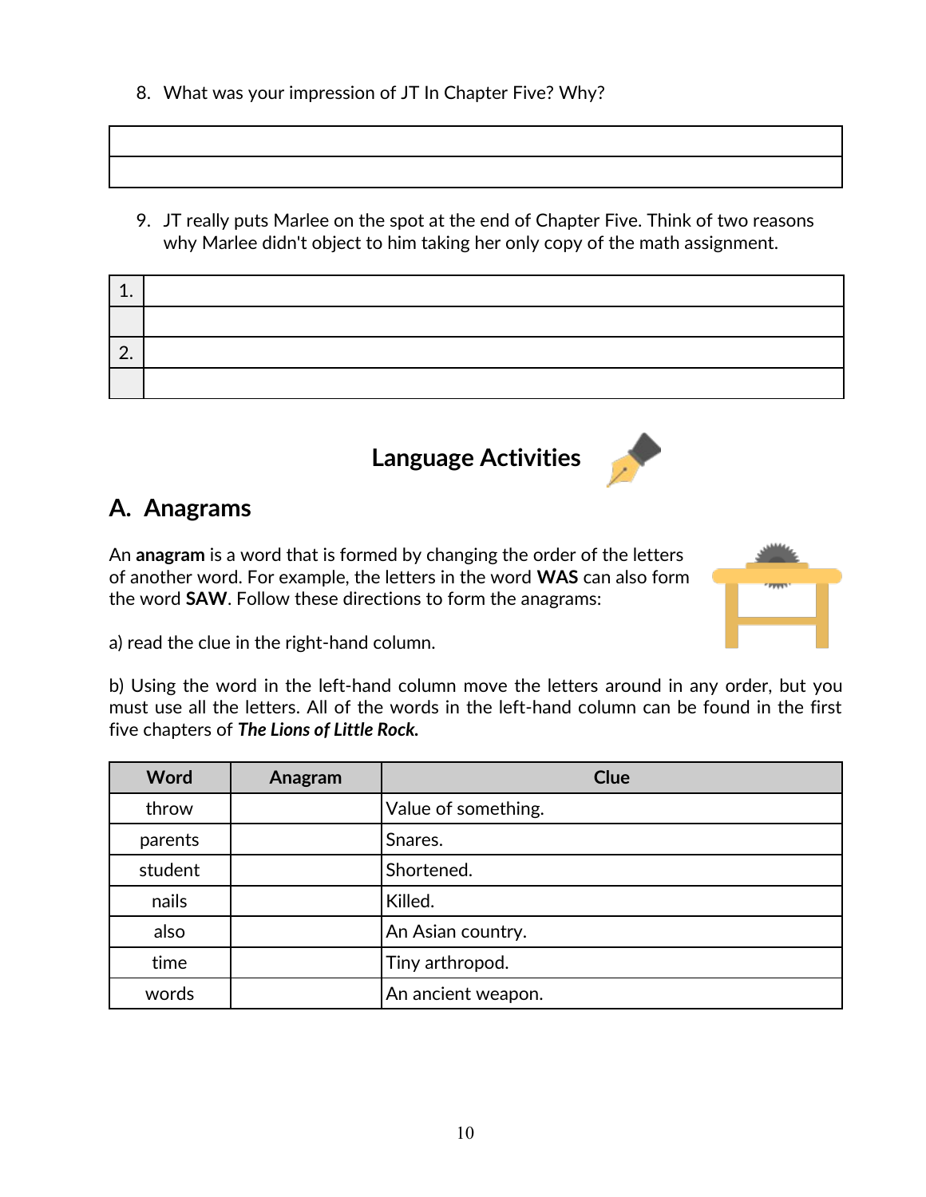8. What was your impression of JT In Chapter Five? Why?

| |
|---|
| |
| |

9. JT really puts Marlee on the spot at the end of Chapter Five. Think of two reasons why Marlee didn't object to him taking her only copy of the math assignment.

| | |
|---|---|
| 1. | |
| | |
| 2. | |
| | |

## Language Activities

## A. Anagrams

An **anagram** is a word that is formed by changing the order of the letters of another word. For example, the letters in the word **WAS** can also form the word **SAW**. Follow these directions to form the anagrams:

a) read the clue in the right-hand column.

b) Using the word in the left-hand column move the letters around in any order, but you must use all the letters. All of the words in the left-hand column can be found in the first five chapters of ***The Lions of Little Rock.***

| Word | Anagram | Clue |
|---|---|---|
| throw | | Value of something. |
| parents | | Snares. |
| student | | Shortened. |
| nails | | Killed. |
| also | | An Asian country. |
| time | | Tiny arthropod. |
| words | | An ancient weapon. |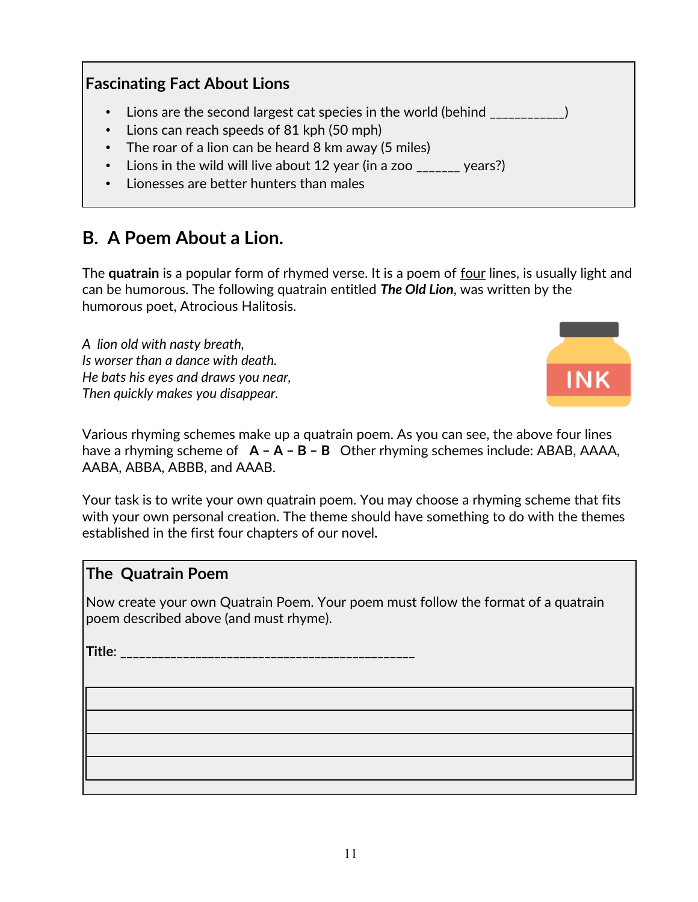### Fascinating Fact About Lions

- Lions are the second largest cat species in the world (behind ___________)
- Lions can reach speeds of 81 kph (50 mph)
- The roar of a lion can be heard 8 km away (5 miles)
- Lions in the wild will live about 12 year (in a zoo ______ years?)
- Lionesses are better hunters than males

## B. A Poem About a Lion.

The **quatrain** is a popular form of rhymed verse. It is a poem of four lines, is usually light and can be humorous. The following quatrain entitled ***The Old Lion***, was written by the humorous poet, Atrocious Halitosis.

*A lion old with nasty breath,*
*Is worser than a dance with death.*
*He bats his eyes and draws you near,*
*Then quickly makes you disappear.*

INK

Various rhyming schemes make up a quatrain poem. As you can see, the above four lines have a rhyming scheme of **A – A – B – B** Other rhyming schemes include: ABAB, AAAA, AABA, ABBA, ABBB, and AAAB.

Your task is to write your own quatrain poem. You may choose a rhyming scheme that fits with your own personal creation. The theme should have something to do with the themes established in the first four chapters of our novel.

### The Quatrain Poem

Now create your own Quatrain Poem. Your poem must follow the format of a quatrain poem described above (and must rhyme).

**Title**: _____________________________________________

|  |
|---|
|  |
|  |
|  |
|  |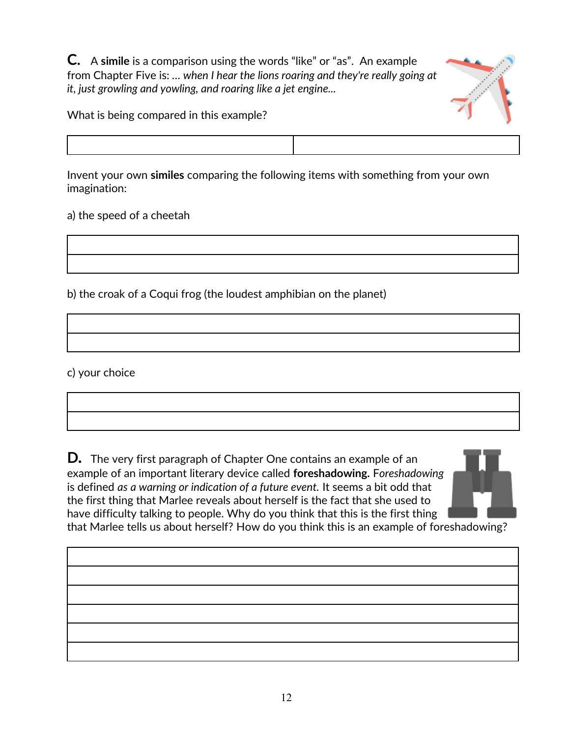**C.** A **simile** is a comparison using the words "like" or "as". An example from Chapter Five is: ... *when I hear the lions roaring and they're really going at it, just growling and yowling, and roaring like a jet engine...*

What is being compared in this example?

| | |
|---|---|
| | |

Invent your own **similes** comparing the following items with something from your own imagination:

a) the speed of a cheetah

| |
|---|
| |
| |

b) the croak of a Coqui frog (the loudest amphibian on the planet)

| |
|---|
| |
| |

c) your choice

| |
|---|
| |
| |

**D.** The very first paragraph of Chapter One contains an example of an example of an important literary device called **foreshadowing.** F*oreshadowing* is defined *as a warning or indication of a future event.* It seems a bit odd that the first thing that Marlee reveals about herself is the fact that she used to have difficulty talking to people. Why do you think that this is the first thing that Marlee tells us about herself? How do you think this is an example of foreshadowing?

| |
|---|
| |
| |
| |
| |
| |
| |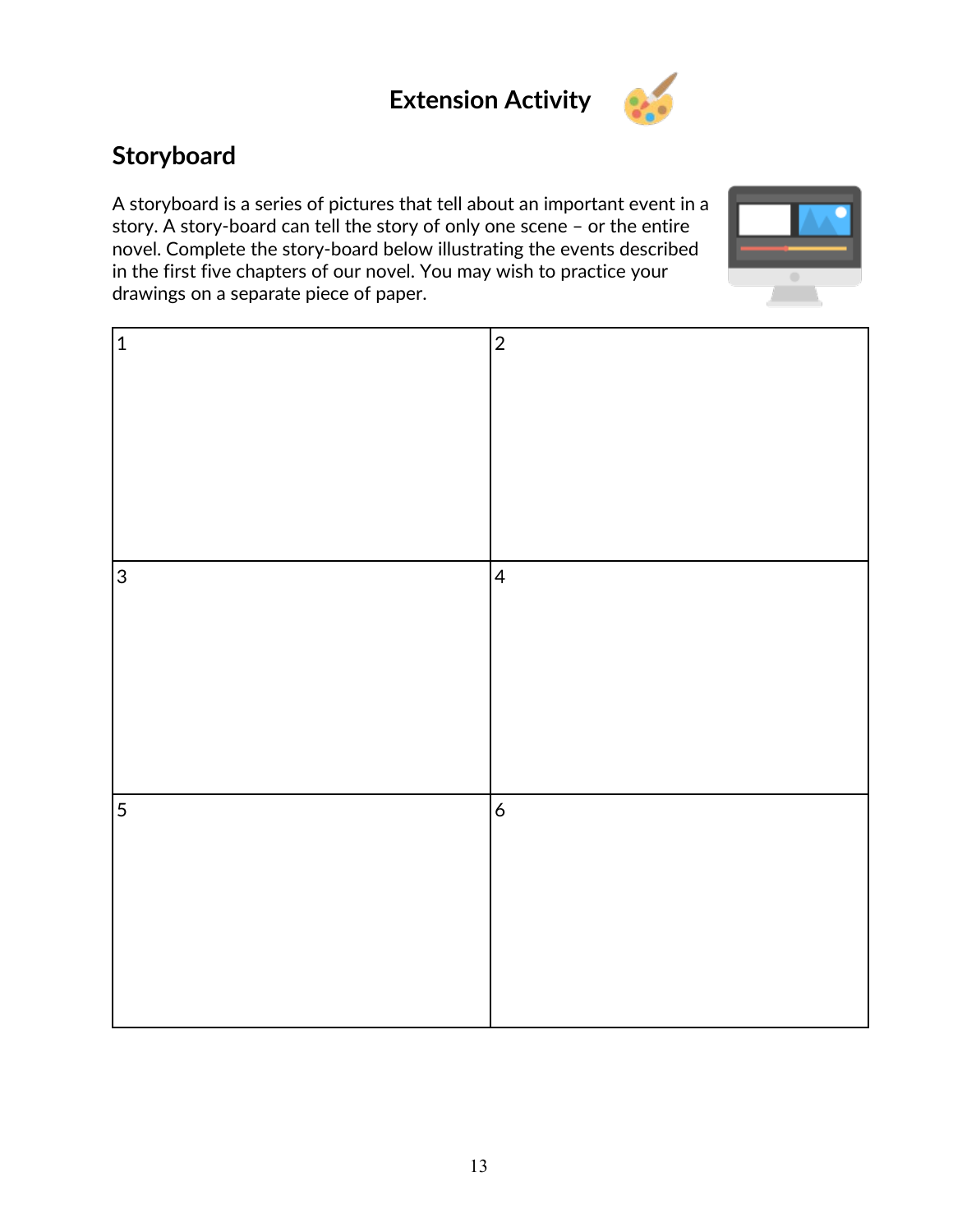# Extension Activity

## Storyboard

A storyboard is a series of pictures that tell about an important event in a story. A story-board can tell the story of only one scene – or the entire novel. Complete the story-board below illustrating the events described in the first five chapters of our novel. You may wish to practice your drawings on a separate piece of paper.

| | |
|---|---|
| 1 | 2 |
| 3 | 4 |
| 5 | 6 |